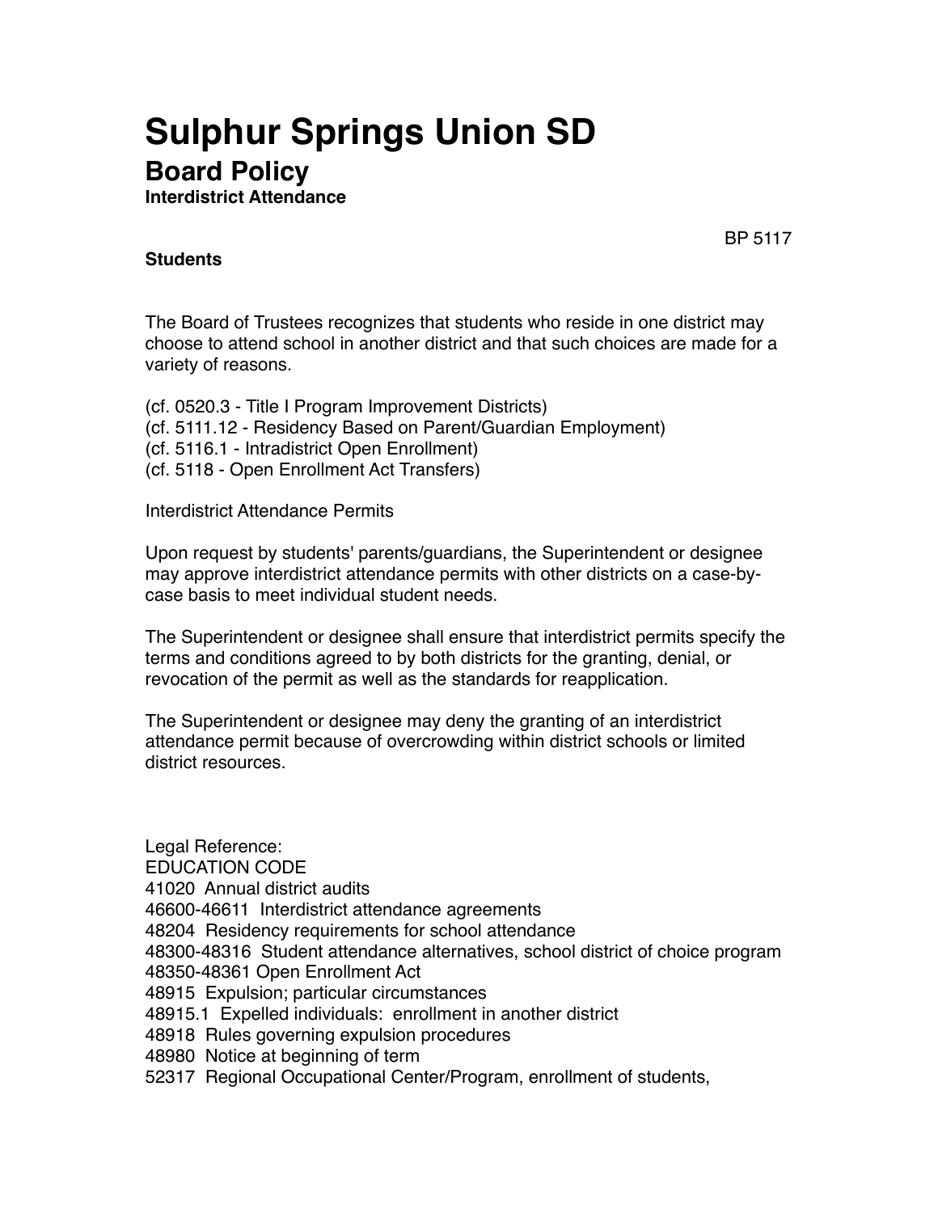# Sulphur Springs Union SD

## Board Policy

### Interdistrict Attendance

BP 5117

**Students**

The Board of Trustees recognizes that students who reside in one district may choose to attend school in another district and that such choices are made for a variety of reasons.

(cf. 0520.3 - Title I Program Improvement Districts)
(cf. 5111.12 - Residency Based on Parent/Guardian Employment)
(cf. 5116.1 - Intradistrict Open Enrollment)
(cf. 5118 - Open Enrollment Act Transfers)

Interdistrict Attendance Permits

Upon request by students' parents/guardians, the Superintendent or designee may approve interdistrict attendance permits with other districts on a case-by-case basis to meet individual student needs.

The Superintendent or designee shall ensure that interdistrict permits specify the terms and conditions agreed to by both districts for the granting, denial, or revocation of the permit as well as the standards for reapplication.

The Superintendent or designee may deny the granting of an interdistrict attendance permit because of overcrowding within district schools or limited district resources.

Legal Reference:
EDUCATION CODE
41020 Annual district audits
46600-46611 Interdistrict attendance agreements
48204 Residency requirements for school attendance
48300-48316 Student attendance alternatives, school district of choice program
48350-48361 Open Enrollment Act
48915 Expulsion; particular circumstances
48915.1 Expelled individuals: enrollment in another district
48918 Rules governing expulsion procedures
48980 Notice at beginning of term
52317 Regional Occupational Center/Program, enrollment of students,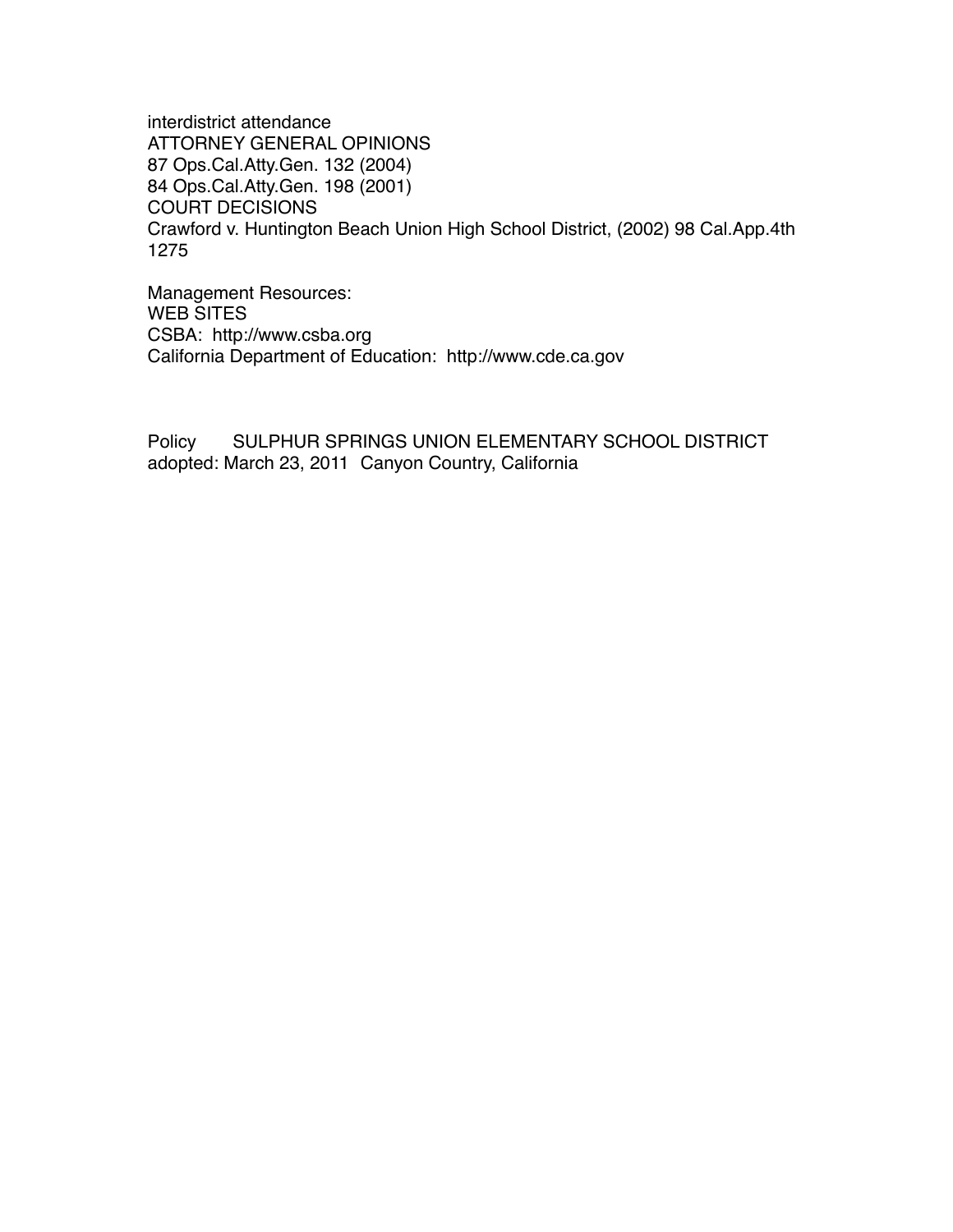interdistrict attendance
ATTORNEY GENERAL OPINIONS
87 Ops.Cal.Atty.Gen. 132 (2004)
84 Ops.Cal.Atty.Gen. 198 (2001)
COURT DECISIONS
Crawford v. Huntington Beach Union High School District, (2002) 98 Cal.App.4th 1275

Management Resources:
WEB SITES
CSBA: http://www.csba.org
California Department of Education: http://www.cde.ca.gov

Policy SULPHUR SPRINGS UNION ELEMENTARY SCHOOL DISTRICT
adopted: March 23, 2011 Canyon Country, California